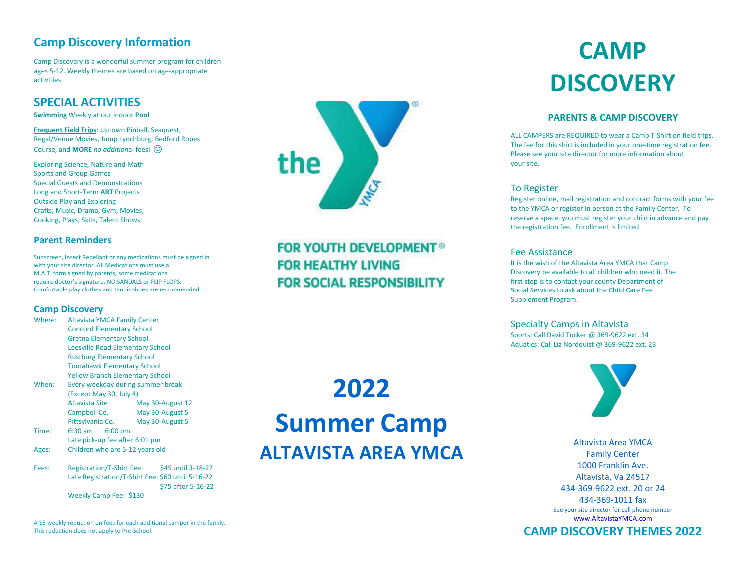## Camp Discovery Information

Camp Discovery is a wonderful summer program for children ages 5-12. Weekly themes are based on age-appropriate activities.

## SPECIAL ACTIVITIES

**Swimming** Weekly at our indoor **Pool**

**Frequent Field Trips**: Uptown Pinball, Seaquest, Regal/Venue Movies, Jump Lynchburg, Bedford Ropes Course, and **MORE** *no additiona*l fees! 😊

Exploring Science, Nature and Math
Sports and Group Games
Special Guests and Demonstrations
Long and Short-Term **ART** Projects
Outside Play and Exploring
Crafts, Music, Drama, Gym, Movies, Cooking, Plays, Skits, Talent Shows

### Parent Reminders

Sunscreen, Insect Repellant or any medications must be signed in with your site director. All Medications must use a M.A.T. form signed by parents, some medications require doctor's signature. NO SANDALS or FLIP FLOPS. Comfortable play clothes and tennis shoes are recommended.

### Camp Discovery

Where: Altavista YMCA Family Center
Concord Elementary School
Gretna Elementary School
Leesville Road Elementary School
Rustburg Elementary School
Tomahawk Elementary School
Yellow Branch Elementary School

When: Every weekday during summer break (Except May 30, July 4)

| Site | Dates |
|---|---|
| Altavista Site | May 30-August 12 |
| Campbell Co. | May 30-August 5 |
| Pittsylvania Co. | May 30-August 5 |

Time: 6:30 am 6:00 pm
Late pick-up fee after 6:01 pm

Ages: Children who are 5-12 years old

Fees: Registration/T-Shirt Fee: $45 until 3-18-22
Late Registration/T-Shirt Fee: $60 until 5-16-22
$75 after 5-16-22
Weekly Camp Fee: $130

A $5 weekly reduction on fees for each additional camper in the family. This reduction does not apply to Pre-School.

FOR YOUTH DEVELOPMENT®
FOR HEALTHY LIVING
FOR SOCIAL RESPONSIBILITY

# 2022 Summer Camp
# ALTAVISTA AREA YMCA

# CAMP DISCOVERY

### PARENTS & CAMP DISCOVERY

ALL CAMPERS are REQUIRED to wear a Camp T-Shirt on field trips. The fee for this shirt is included in your one-time registration fee. Please see your site director for more information about your site.

### To Register

Register online, mail registration and contract forms with your fee to the YMCA or register in person at the Family Center. To reserve a space, you must register your child in advance and pay the registration fee. Enrollment is limited.

### Fee Assistance

It is the wish of the Altavista Area YMCA that Camp Discovery be available to all children who need it. The first step is to contact your county Department of Social Services to ask about the Child Care Fee Supplement Program.

### Specialty Camps in Altavista

Sports: Call David Tucker @ 369-9622 ext. 34
Aquatics: Call Liz Nordquist @ 369-9622 ext. 23

Altavista Area YMCA
Family Center
1000 Franklin Ave.
Altavista, Va 24517
434-369-9622 ext. 20 or 24
434-369-1011 fax
See your site director for cell phone number
www.AltavistaYMCA.com

## CAMP DISCOVERY THEMES 2022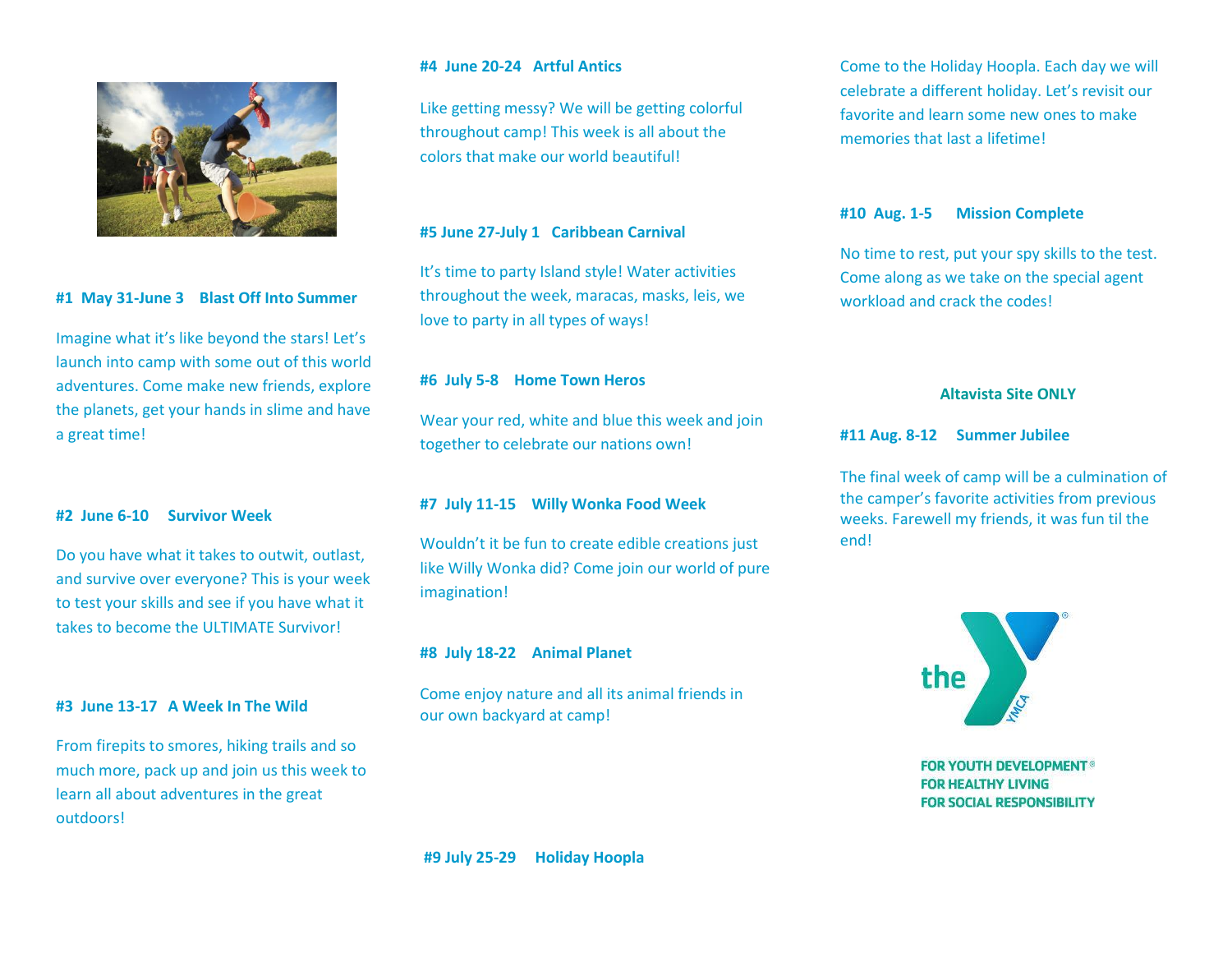**#1 May 31-June 3 Blast Off Into Summer**

Imagine what it's like beyond the stars! Let's launch into camp with some out of this world adventures. Come make new friends, explore the planets, get your hands in slime and have a great time!

**#2 June 6-10 Survivor Week**

Do you have what it takes to outwit, outlast, and survive over everyone? This is your week to test your skills and see if you have what it takes to become the ULTIMATE Survivor!

**#3 June 13-17 A Week In The Wild**

From firepits to smores, hiking trails and so much more, pack up and join us this week to learn all about adventures in the great outdoors!

**#4 June 20-24 Artful Antics**

Like getting messy? We will be getting colorful throughout camp! This week is all about the colors that make our world beautiful!

**#5 June 27-July 1 Caribbean Carnival**

It's time to party Island style! Water activities throughout the week, maracas, masks, leis, we love to party in all types of ways!

**#6 July 5-8 Home Town Heros**

Wear your red, white and blue this week and join together to celebrate our nations own!

**#7 July 11-15 Willy Wonka Food Week**

Wouldn't it be fun to create edible creations just like Willy Wonka did? Come join our world of pure imagination!

**#8 July 18-22 Animal Planet**

Come enjoy nature and all its animal friends in our own backyard at camp!

**#9 July 25-29 Holiday Hoopla**

Come to the Holiday Hoopla. Each day we will celebrate a different holiday. Let's revisit our favorite and learn some new ones to make memories that last a lifetime!

**#10 Aug. 1-5 Mission Complete**

No time to rest, put your spy skills to the test. Come along as we take on the special agent workload and crack the codes!

**Altavista Site ONLY**

**#11 Aug. 8-12 Summer Jubilee**

The final week of camp will be a culmination of the camper's favorite activities from previous weeks. Farewell my friends, it was fun til the end!

the YMCA

FOR YOUTH DEVELOPMENT®
FOR HEALTHY LIVING
FOR SOCIAL RESPONSIBILITY